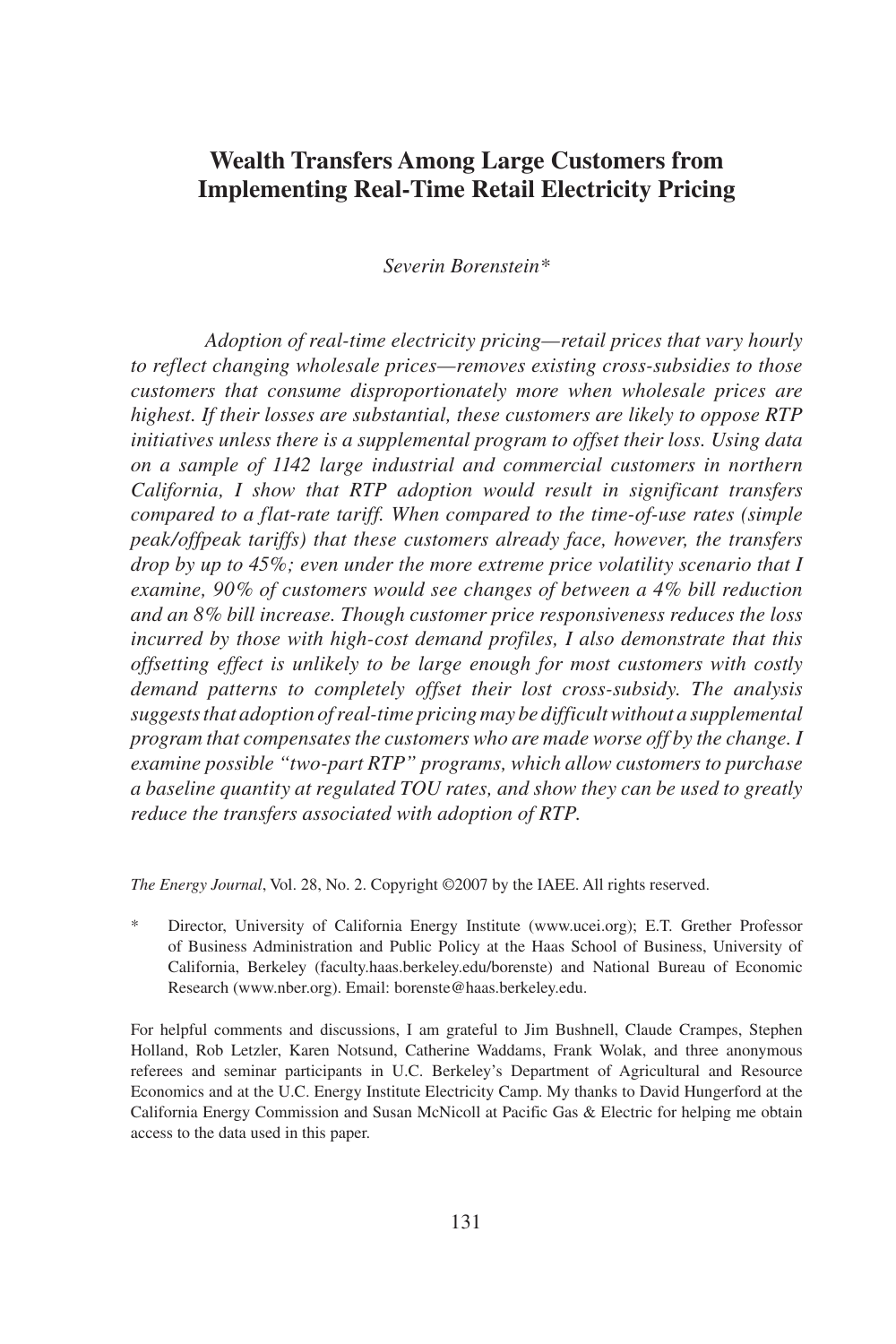# Wealth Transfers Among Large Customers from Implementing Real-Time Retail Electricity Pricing

*Severin Borenstein**

*Adoption of real-time electricity pricing—retail prices that vary hourly to reflect changing wholesale prices—removes existing cross-subsidies to those customers that consume disproportionately more when wholesale prices are highest. If their losses are substantial, these customers are likely to oppose RTP initiatives unless there is a supplemental program to offset their loss. Using data on a sample of 1142 large industrial and commercial customers in northern California, I show that RTP adoption would result in significant transfers compared to a flat-rate tariff. When compared to the time-of-use rates (simple peak/offpeak tariffs) that these customers already face, however, the transfers drop by up to 45%; even under the more extreme price volatility scenario that I examine, 90% of customers would see changes of between a 4% bill reduction and an 8% bill increase. Though customer price responsiveness reduces the loss incurred by those with high-cost demand profiles, I also demonstrate that this offsetting effect is unlikely to be large enough for most customers with costly demand patterns to completely offset their lost cross-subsidy. The analysis suggests that adoption of real-time pricing may be difficult without a supplemental program that compensates the customers who are made worse off by the change. I examine possible "two-part RTP" programs, which allow customers to purchase a baseline quantity at regulated TOU rates, and show they can be used to greatly reduce the transfers associated with adoption of RTP.*

*The Energy Journal*, Vol. 28, No. 2. Copyright ©2007 by the IAEE. All rights reserved.

\* Director, University of California Energy Institute (www.ucei.org); E.T. Grether Professor of Business Administration and Public Policy at the Haas School of Business, University of California, Berkeley (faculty.haas.berkeley.edu/borenste) and National Bureau of Economic Research (www.nber.org). Email: borenste@haas.berkeley.edu.

For helpful comments and discussions, I am grateful to Jim Bushnell, Claude Crampes, Stephen Holland, Rob Letzler, Karen Notsund, Catherine Waddams, Frank Wolak, and three anonymous referees and seminar participants in U.C. Berkeley's Department of Agricultural and Resource Economics and at the U.C. Energy Institute Electricity Camp. My thanks to David Hungerford at the California Energy Commission and Susan McNicoll at Pacific Gas & Electric for helping me obtain access to the data used in this paper.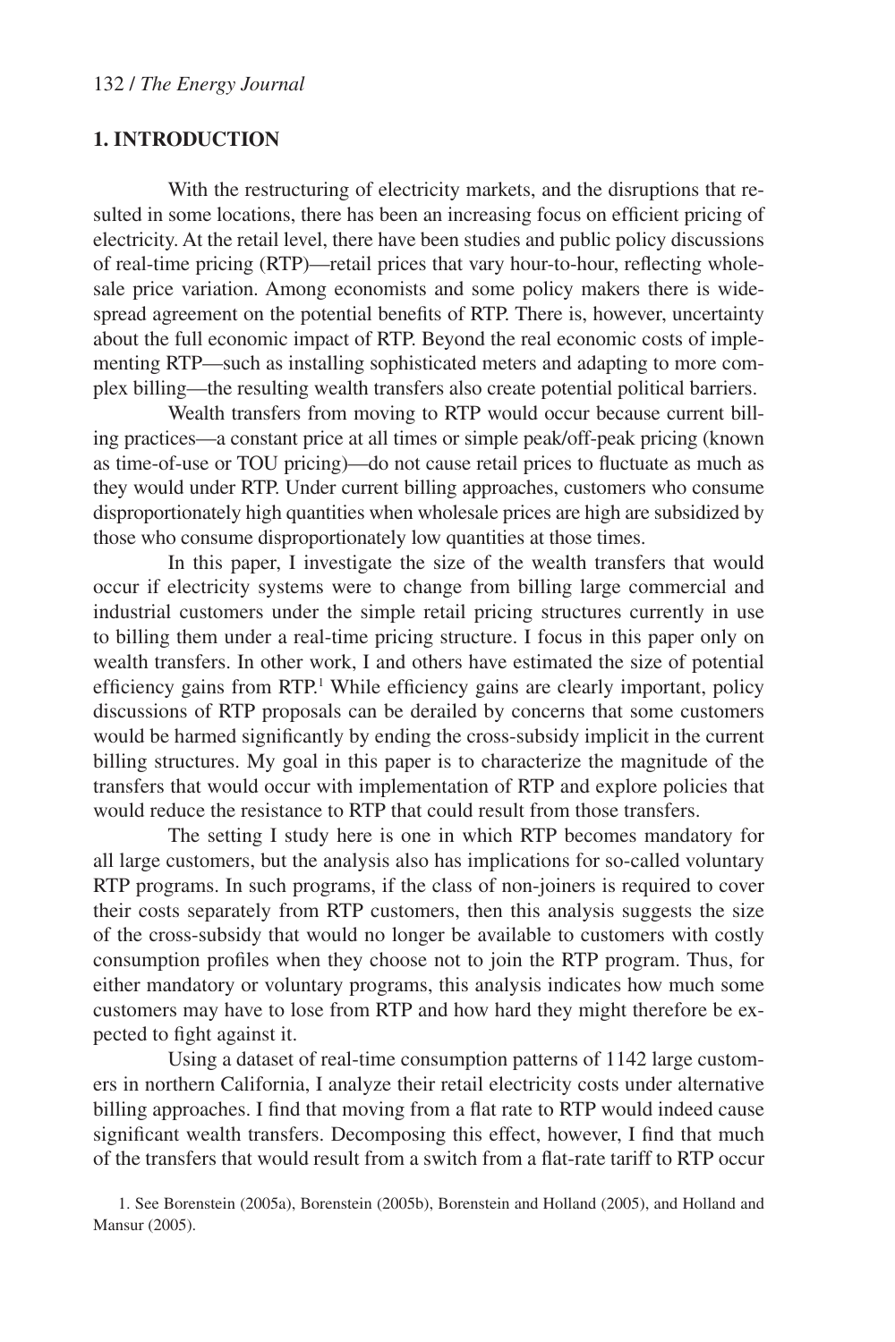## 1. INTRODUCTION

With the restructuring of electricity markets, and the disruptions that resulted in some locations, there has been an increasing focus on efficient pricing of electricity. At the retail level, there have been studies and public policy discussions of real-time pricing (RTP)—retail prices that vary hour-to-hour, reflecting wholesale price variation. Among economists and some policy makers there is widespread agreement on the potential benefits of RTP. There is, however, uncertainty about the full economic impact of RTP. Beyond the real economic costs of implementing RTP—such as installing sophisticated meters and adapting to more complex billing—the resulting wealth transfers also create potential political barriers.

Wealth transfers from moving to RTP would occur because current billing practices—a constant price at all times or simple peak/off-peak pricing (known as time-of-use or TOU pricing)—do not cause retail prices to fluctuate as much as they would under RTP. Under current billing approaches, customers who consume disproportionately high quantities when wholesale prices are high are subsidized by those who consume disproportionately low quantities at those times.

In this paper, I investigate the size of the wealth transfers that would occur if electricity systems were to change from billing large commercial and industrial customers under the simple retail pricing structures currently in use to billing them under a real-time pricing structure. I focus in this paper only on wealth transfers. In other work, I and others have estimated the size of potential efficiency gains from RTP.[1] While efficiency gains are clearly important, policy discussions of RTP proposals can be derailed by concerns that some customers would be harmed significantly by ending the cross-subsidy implicit in the current billing structures. My goal in this paper is to characterize the magnitude of the transfers that would occur with implementation of RTP and explore policies that would reduce the resistance to RTP that could result from those transfers.

The setting I study here is one in which RTP becomes mandatory for all large customers, but the analysis also has implications for so-called voluntary RTP programs. In such programs, if the class of non-joiners is required to cover their costs separately from RTP customers, then this analysis suggests the size of the cross-subsidy that would no longer be available to customers with costly consumption profiles when they choose not to join the RTP program. Thus, for either mandatory or voluntary programs, this analysis indicates how much some customers may have to lose from RTP and how hard they might therefore be expected to fight against it.

Using a dataset of real-time consumption patterns of 1142 large customers in northern California, I analyze their retail electricity costs under alternative billing approaches. I find that moving from a flat rate to RTP would indeed cause significant wealth transfers. Decomposing this effect, however, I find that much of the transfers that would result from a switch from a flat-rate tariff to RTP occur

1. See Borenstein (2005a), Borenstein (2005b), Borenstein and Holland (2005), and Holland and Mansur (2005).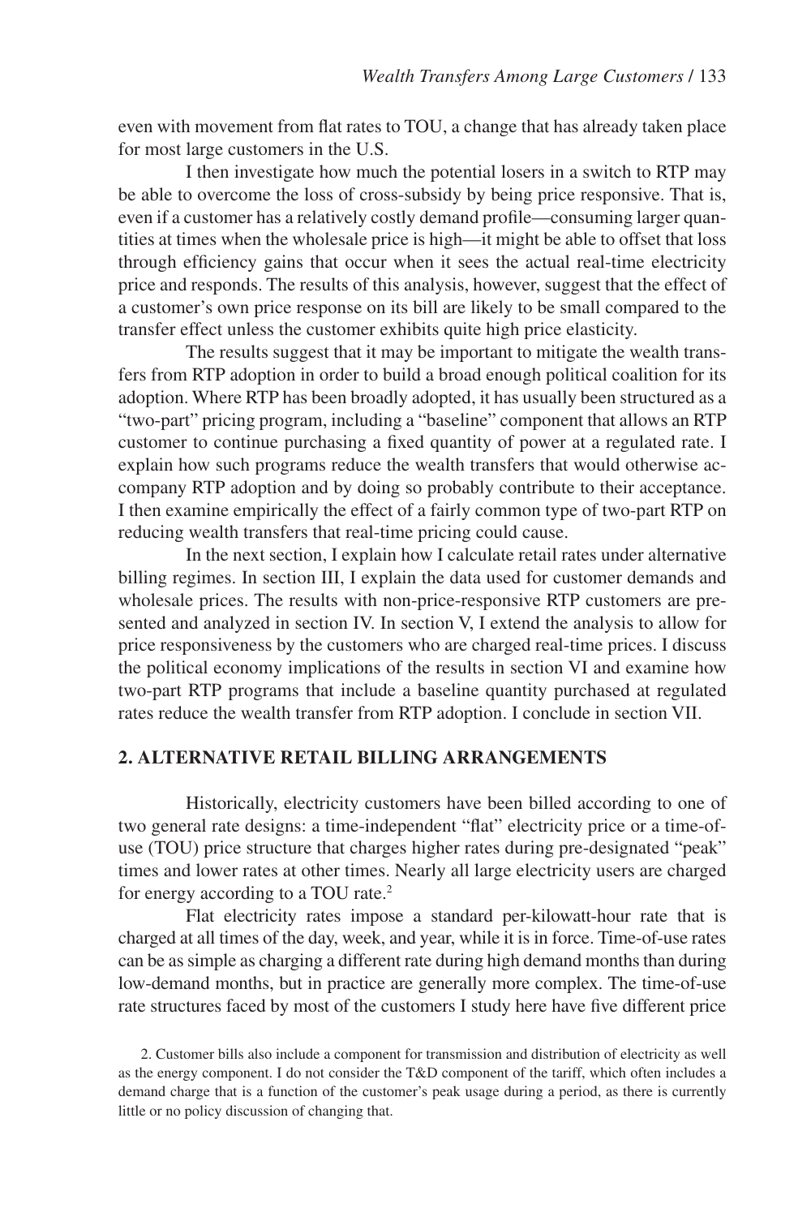even with movement from flat rates to TOU, a change that has already taken place for most large customers in the U.S.

I then investigate how much the potential losers in a switch to RTP may be able to overcome the loss of cross-subsidy by being price responsive. That is, even if a customer has a relatively costly demand profile—consuming larger quantities at times when the wholesale price is high—it might be able to offset that loss through efficiency gains that occur when it sees the actual real-time electricity price and responds. The results of this analysis, however, suggest that the effect of a customer's own price response on its bill are likely to be small compared to the transfer effect unless the customer exhibits quite high price elasticity.

The results suggest that it may be important to mitigate the wealth transfers from RTP adoption in order to build a broad enough political coalition for its adoption. Where RTP has been broadly adopted, it has usually been structured as a "two-part" pricing program, including a "baseline" component that allows an RTP customer to continue purchasing a fixed quantity of power at a regulated rate. I explain how such programs reduce the wealth transfers that would otherwise accompany RTP adoption and by doing so probably contribute to their acceptance. I then examine empirically the effect of a fairly common type of two-part RTP on reducing wealth transfers that real-time pricing could cause.

In the next section, I explain how I calculate retail rates under alternative billing regimes. In section III, I explain the data used for customer demands and wholesale prices. The results with non-price-responsive RTP customers are presented and analyzed in section IV. In section V, I extend the analysis to allow for price responsiveness by the customers who are charged real-time prices. I discuss the political economy implications of the results in section VI and examine how two-part RTP programs that include a baseline quantity purchased at regulated rates reduce the wealth transfer from RTP adoption. I conclude in section VII.

## 2. ALTERNATIVE RETAIL BILLING ARRANGEMENTS

Historically, electricity customers have been billed according to one of two general rate designs: a time-independent "flat" electricity price or a time-of-use (TOU) price structure that charges higher rates during pre-designated "peak" times and lower rates at other times. Nearly all large electricity users are charged for energy according to a TOU rate.[2]

Flat electricity rates impose a standard per-kilowatt-hour rate that is charged at all times of the day, week, and year, while it is in force. Time-of-use rates can be as simple as charging a different rate during high demand months than during low-demand months, but in practice are generally more complex. The time-of-use rate structures faced by most of the customers I study here have five different price

2. Customer bills also include a component for transmission and distribution of electricity as well as the energy component. I do not consider the T&D component of the tariff, which often includes a demand charge that is a function of the customer's peak usage during a period, as there is currently little or no policy discussion of changing that.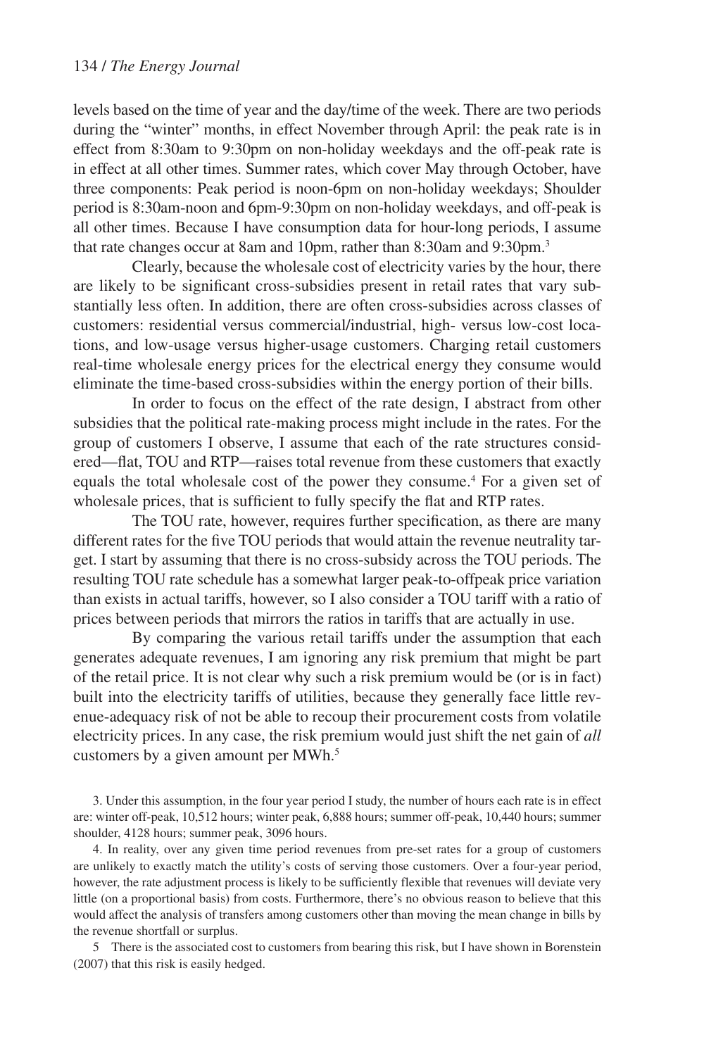levels based on the time of year and the day/time of the week. There are two periods during the "winter" months, in effect November through April: the peak rate is in effect from 8:30am to 9:30pm on non-holiday weekdays and the off-peak rate is in effect at all other times. Summer rates, which cover May through October, have three components: Peak period is noon-6pm on non-holiday weekdays; Shoulder period is 8:30am-noon and 6pm-9:30pm on non-holiday weekdays, and off-peak is all other times. Because I have consumption data for hour-long periods, I assume that rate changes occur at 8am and 10pm, rather than 8:30am and 9:30pm.[3]

Clearly, because the wholesale cost of electricity varies by the hour, there are likely to be significant cross-subsidies present in retail rates that vary substantially less often. In addition, there are often cross-subsidies across classes of customers: residential versus commercial/industrial, high- versus low-cost locations, and low-usage versus higher-usage customers. Charging retail customers real-time wholesale energy prices for the electrical energy they consume would eliminate the time-based cross-subsidies within the energy portion of their bills.

In order to focus on the effect of the rate design, I abstract from other subsidies that the political rate-making process might include in the rates. For the group of customers I observe, I assume that each of the rate structures considered—flat, TOU and RTP—raises total revenue from these customers that exactly equals the total wholesale cost of the power they consume.[4] For a given set of wholesale prices, that is sufficient to fully specify the flat and RTP rates.

The TOU rate, however, requires further specification, as there are many different rates for the five TOU periods that would attain the revenue neutrality target. I start by assuming that there is no cross-subsidy across the TOU periods. The resulting TOU rate schedule has a somewhat larger peak-to-offpeak price variation than exists in actual tariffs, however, so I also consider a TOU tariff with a ratio of prices between periods that mirrors the ratios in tariffs that are actually in use.

By comparing the various retail tariffs under the assumption that each generates adequate revenues, I am ignoring any risk premium that might be part of the retail price. It is not clear why such a risk premium would be (or is in fact) built into the electricity tariffs of utilities, because they generally face little revenue-adequacy risk of not be able to recoup their procurement costs from volatile electricity prices. In any case, the risk premium would just shift the net gain of *all* customers by a given amount per MWh.[5]

3. Under this assumption, in the four year period I study, the number of hours each rate is in effect are: winter off-peak, 10,512 hours; winter peak, 6,888 hours; summer off-peak, 10,440 hours; summer shoulder, 4128 hours; summer peak, 3096 hours.

4. In reality, over any given time period revenues from pre-set rates for a group of customers are unlikely to exactly match the utility's costs of serving those customers. Over a four-year period, however, the rate adjustment process is likely to be sufficiently flexible that revenues will deviate very little (on a proportional basis) from costs. Furthermore, there's no obvious reason to believe that this would affect the analysis of transfers among customers other than moving the mean change in bills by the revenue shortfall or surplus.

5 There is the associated cost to customers from bearing this risk, but I have shown in Borenstein (2007) that this risk is easily hedged.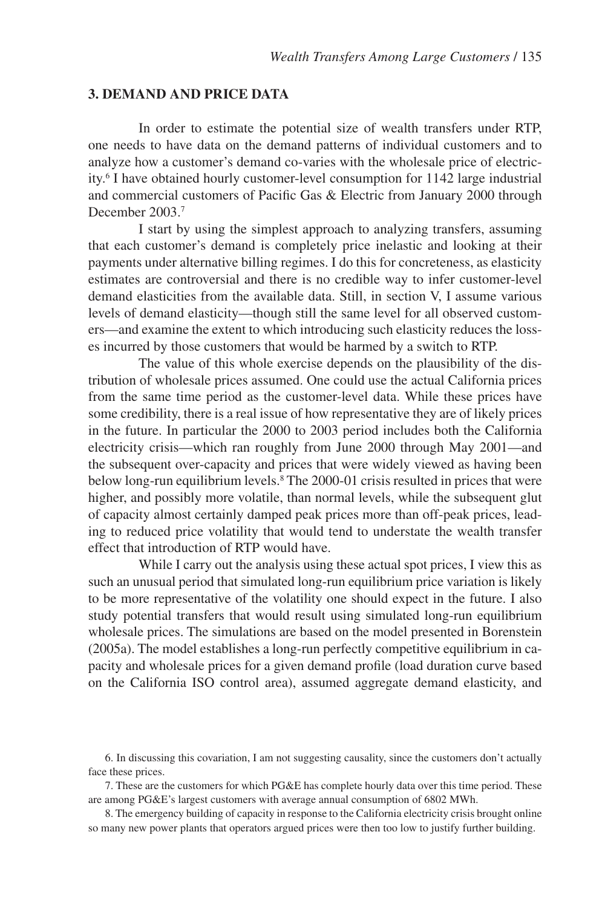## 3. DEMAND AND PRICE DATA

In order to estimate the potential size of wealth transfers under RTP, one needs to have data on the demand patterns of individual customers and to analyze how a customer's demand co-varies with the wholesale price of electricity.[6] I have obtained hourly customer-level consumption for 1142 large industrial and commercial customers of Pacific Gas & Electric from January 2000 through December 2003.[7]

I start by using the simplest approach to analyzing transfers, assuming that each customer's demand is completely price inelastic and looking at their payments under alternative billing regimes. I do this for concreteness, as elasticity estimates are controversial and there is no credible way to infer customer-level demand elasticities from the available data. Still, in section V, I assume various levels of demand elasticity—though still the same level for all observed customers—and examine the extent to which introducing such elasticity reduces the losses incurred by those customers that would be harmed by a switch to RTP.

The value of this whole exercise depends on the plausibility of the distribution of wholesale prices assumed. One could use the actual California prices from the same time period as the customer-level data. While these prices have some credibility, there is a real issue of how representative they are of likely prices in the future. In particular the 2000 to 2003 period includes both the California electricity crisis—which ran roughly from June 2000 through May 2001—and the subsequent over-capacity and prices that were widely viewed as having been below long-run equilibrium levels.[8] The 2000-01 crisis resulted in prices that were higher, and possibly more volatile, than normal levels, while the subsequent glut of capacity almost certainly damped peak prices more than off-peak prices, leading to reduced price volatility that would tend to understate the wealth transfer effect that introduction of RTP would have.

While I carry out the analysis using these actual spot prices, I view this as such an unusual period that simulated long-run equilibrium price variation is likely to be more representative of the volatility one should expect in the future. I also study potential transfers that would result using simulated long-run equilibrium wholesale prices. The simulations are based on the model presented in Borenstein (2005a). The model establishes a long-run perfectly competitive equilibrium in capacity and wholesale prices for a given demand profile (load duration curve based on the California ISO control area), assumed aggregate demand elasticity, and

6. In discussing this covariation, I am not suggesting causality, since the customers don't actually face these prices.

7. These are the customers for which PG&E has complete hourly data over this time period. These are among PG&E's largest customers with average annual consumption of 6802 MWh.

8. The emergency building of capacity in response to the California electricity crisis brought online so many new power plants that operators argued prices were then too low to justify further building.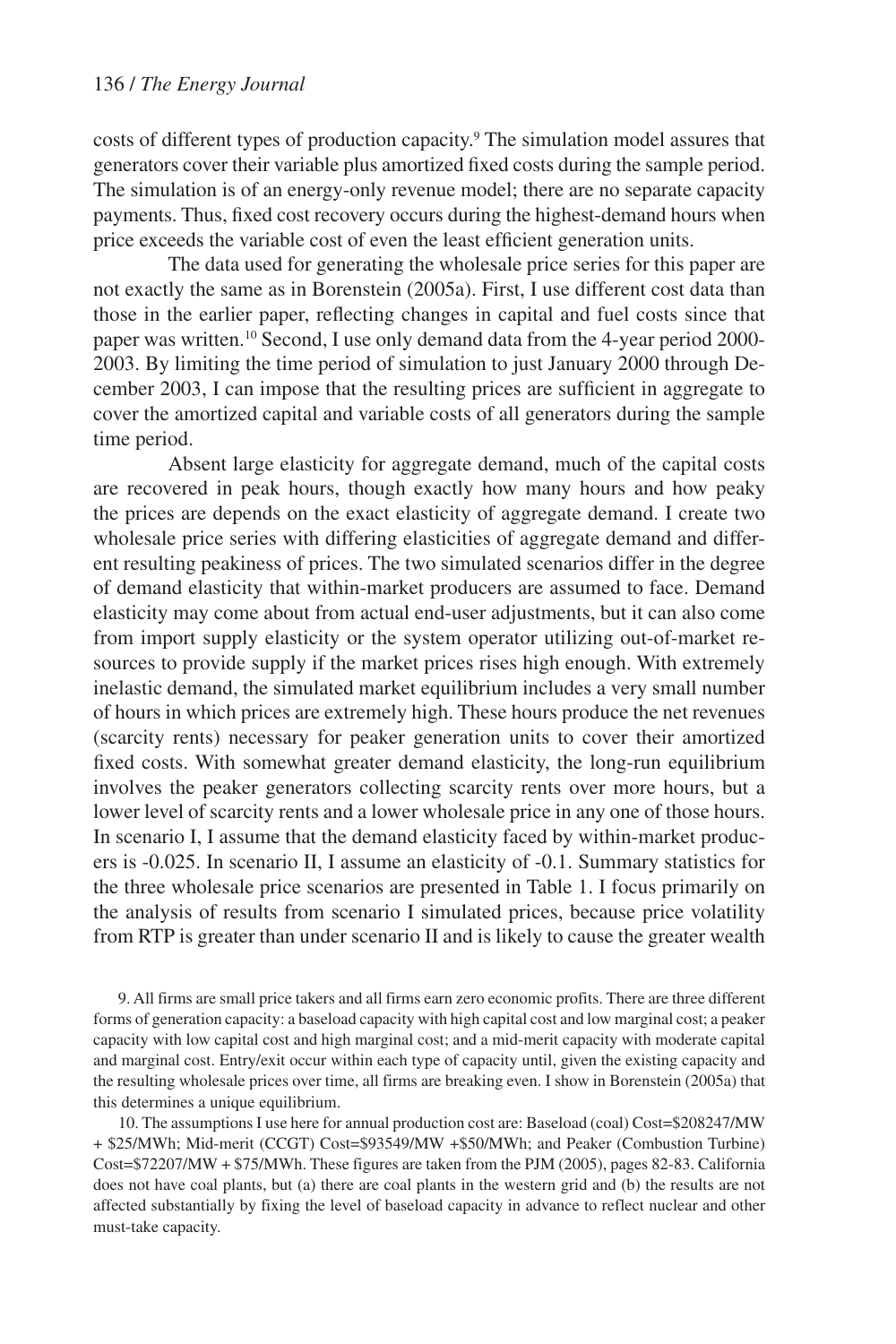costs of different types of production capacity.[9] The simulation model assures that generators cover their variable plus amortized fixed costs during the sample period. The simulation is of an energy-only revenue model; there are no separate capacity payments. Thus, fixed cost recovery occurs during the highest-demand hours when price exceeds the variable cost of even the least efficient generation units.

The data used for generating the wholesale price series for this paper are not exactly the same as in Borenstein (2005a). First, I use different cost data than those in the earlier paper, reflecting changes in capital and fuel costs since that paper was written.[10] Second, I use only demand data from the 4-year period 2000-2003. By limiting the time period of simulation to just January 2000 through December 2003, I can impose that the resulting prices are sufficient in aggregate to cover the amortized capital and variable costs of all generators during the sample time period.

Absent large elasticity for aggregate demand, much of the capital costs are recovered in peak hours, though exactly how many hours and how peaky the prices are depends on the exact elasticity of aggregate demand. I create two wholesale price series with differing elasticities of aggregate demand and different resulting peakiness of prices. The two simulated scenarios differ in the degree of demand elasticity that within-market producers are assumed to face. Demand elasticity may come about from actual end-user adjustments, but it can also come from import supply elasticity or the system operator utilizing out-of-market resources to provide supply if the market prices rises high enough. With extremely inelastic demand, the simulated market equilibrium includes a very small number of hours in which prices are extremely high. These hours produce the net revenues (scarcity rents) necessary for peaker generation units to cover their amortized fixed costs. With somewhat greater demand elasticity, the long-run equilibrium involves the peaker generators collecting scarcity rents over more hours, but a lower level of scarcity rents and a lower wholesale price in any one of those hours. In scenario I, I assume that the demand elasticity faced by within-market producers is -0.025. In scenario II, I assume an elasticity of -0.1. Summary statistics for the three wholesale price scenarios are presented in Table 1. I focus primarily on the analysis of results from scenario I simulated prices, because price volatility from RTP is greater than under scenario II and is likely to cause the greater wealth

9. All firms are small price takers and all firms earn zero economic profits. There are three different forms of generation capacity: a baseload capacity with high capital cost and low marginal cost; a peaker capacity with low capital cost and high marginal cost; and a mid-merit capacity with moderate capital and marginal cost. Entry/exit occur within each type of capacity until, given the existing capacity and the resulting wholesale prices over time, all firms are breaking even. I show in Borenstein (2005a) that this determines a unique equilibrium.

10. The assumptions I use here for annual production cost are: Baseload (coal) Cost=\$208247/MW + \$25/MWh; Mid-merit (CCGT) Cost=\$93549/MW +\$50/MWh; and Peaker (Combustion Turbine) Cost=\$72207/MW + \$75/MWh. These figures are taken from the PJM (2005), pages 82-83. California does not have coal plants, but (a) there are coal plants in the western grid and (b) the results are not affected substantially by fixing the level of baseload capacity in advance to reflect nuclear and other must-take capacity.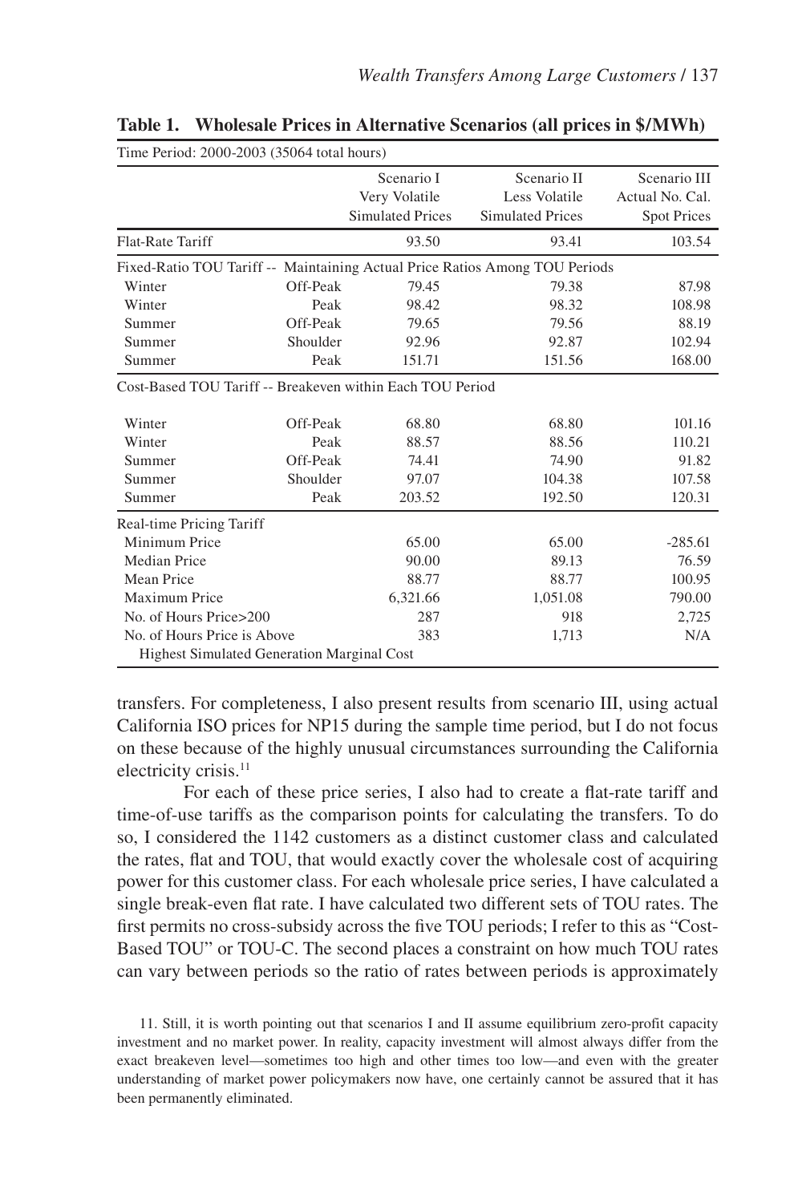**Table 1. Wholesale Prices in Alternative Scenarios (all prices in $/MWh)**

| Time Period: 2000-2003 (35064 total hours) | | Scenario I Very Volatile Simulated Prices | Scenario II Less Volatile Simulated Prices | Scenario III Actual No. Cal. Spot Prices |
|---|---|---|---|---|
| Flat-Rate Tariff | | 93.50 | 93.41 | 103.54 |
| Fixed-Ratio TOU Tariff -- Maintaining Actual Price Ratios Among TOU Periods | | | | |
| Winter | Off-Peak | 79.45 | 79.38 | 87.98 |
| Winter | Peak | 98.42 | 98.32 | 108.98 |
| Summer | Off-Peak | 79.65 | 79.56 | 88.19 |
| Summer | Shoulder | 92.96 | 92.87 | 102.94 |
| Summer | Peak | 151.71 | 151.56 | 168.00 |
| Cost-Based TOU Tariff -- Breakeven within Each TOU Period | | | | |
| Winter | Off-Peak | 68.80 | 68.80 | 101.16 |
| Winter | Peak | 88.57 | 88.56 | 110.21 |
| Summer | Off-Peak | 74.41 | 74.90 | 91.82 |
| Summer | Shoulder | 97.07 | 104.38 | 107.58 |
| Summer | Peak | 203.52 | 192.50 | 120.31 |
| Real-time Pricing Tariff | | | | |
| Minimum Price | | 65.00 | 65.00 | -285.61 |
| Median Price | | 90.00 | 89.13 | 76.59 |
| Mean Price | | 88.77 | 88.77 | 100.95 |
| Maximum Price | | 6,321.66 | 1,051.08 | 790.00 |
| No. of Hours Price>200 | | 287 | 918 | 2,725 |
| No. of Hours Price is Above Highest Simulated Generation Marginal Cost | | 383 | 1,713 | N/A |

transfers. For completeness, I also present results from scenario III, using actual California ISO prices for NP15 during the sample time period, but I do not focus on these because of the highly unusual circumstances surrounding the California electricity crisis.[11]

For each of these price series, I also had to create a flat-rate tariff and time-of-use tariffs as the comparison points for calculating the transfers. To do so, I considered the 1142 customers as a distinct customer class and calculated the rates, flat and TOU, that would exactly cover the wholesale cost of acquiring power for this customer class. For each wholesale price series, I have calculated a single break-even flat rate. I have calculated two different sets of TOU rates. The first permits no cross-subsidy across the five TOU periods; I refer to this as "Cost-Based TOU" or TOU-C. The second places a constraint on how much TOU rates can vary between periods so the ratio of rates between periods is approximately

11. Still, it is worth pointing out that scenarios I and II assume equilibrium zero-profit capacity investment and no market power. In reality, capacity investment will almost always differ from the exact breakeven level—sometimes too high and other times too low—and even with the greater understanding of market power policymakers now have, one certainly cannot be assured that it has been permanently eliminated.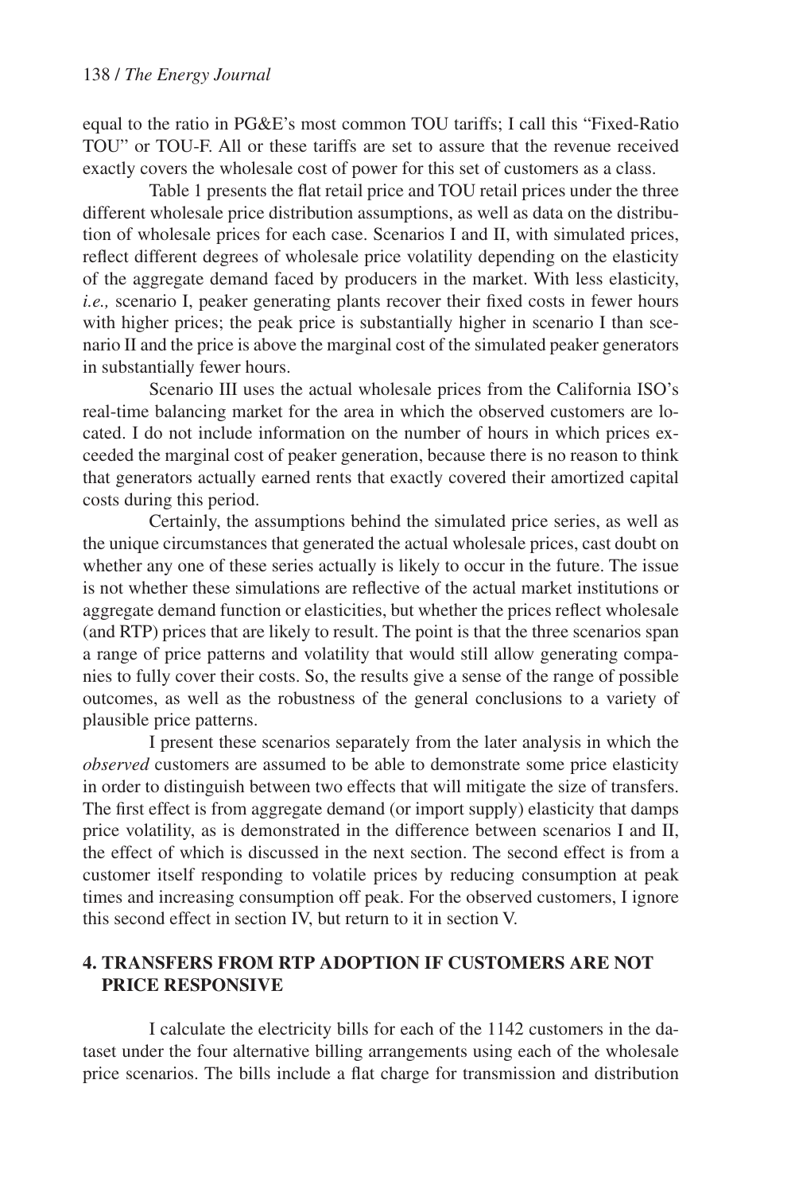equal to the ratio in PG&E's most common TOU tariffs; I call this "Fixed-Ratio TOU" or TOU-F. All or these tariffs are set to assure that the revenue received exactly covers the wholesale cost of power for this set of customers as a class.

Table 1 presents the flat retail price and TOU retail prices under the three different wholesale price distribution assumptions, as well as data on the distribution of wholesale prices for each case. Scenarios I and II, with simulated prices, reflect different degrees of wholesale price volatility depending on the elasticity of the aggregate demand faced by producers in the market. With less elasticity, *i.e.,* scenario I, peaker generating plants recover their fixed costs in fewer hours with higher prices; the peak price is substantially higher in scenario I than scenario II and the price is above the marginal cost of the simulated peaker generators in substantially fewer hours.

Scenario III uses the actual wholesale prices from the California ISO's real-time balancing market for the area in which the observed customers are located. I do not include information on the number of hours in which prices exceeded the marginal cost of peaker generation, because there is no reason to think that generators actually earned rents that exactly covered their amortized capital costs during this period.

Certainly, the assumptions behind the simulated price series, as well as the unique circumstances that generated the actual wholesale prices, cast doubt on whether any one of these series actually is likely to occur in the future. The issue is not whether these simulations are reflective of the actual market institutions or aggregate demand function or elasticities, but whether the prices reflect wholesale (and RTP) prices that are likely to result. The point is that the three scenarios span a range of price patterns and volatility that would still allow generating companies to fully cover their costs. So, the results give a sense of the range of possible outcomes, as well as the robustness of the general conclusions to a variety of plausible price patterns.

I present these scenarios separately from the later analysis in which the *observed* customers are assumed to be able to demonstrate some price elasticity in order to distinguish between two effects that will mitigate the size of transfers. The first effect is from aggregate demand (or import supply) elasticity that damps price volatility, as is demonstrated in the difference between scenarios I and II, the effect of which is discussed in the next section. The second effect is from a customer itself responding to volatile prices by reducing consumption at peak times and increasing consumption off peak. For the observed customers, I ignore this second effect in section IV, but return to it in section V.

## 4. TRANSFERS FROM RTP ADOPTION IF CUSTOMERS ARE NOT PRICE RESPONSIVE

I calculate the electricity bills for each of the 1142 customers in the dataset under the four alternative billing arrangements using each of the wholesale price scenarios. The bills include a flat charge for transmission and distribution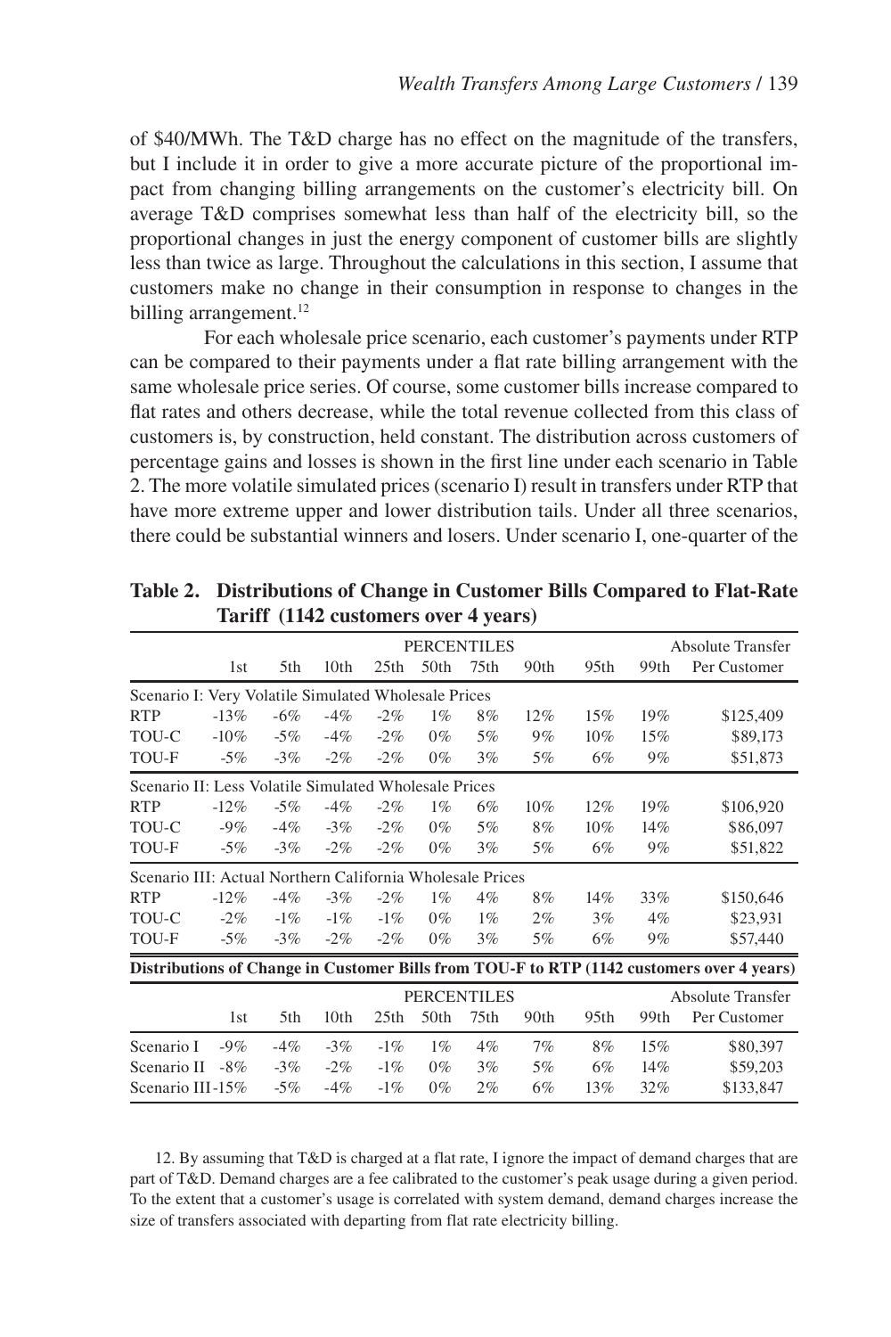of $40/MWh. The T&D charge has no effect on the magnitude of the transfers, but I include it in order to give a more accurate picture of the proportional impact from changing billing arrangements on the customer's electricity bill. On average T&D comprises somewhat less than half of the electricity bill, so the proportional changes in just the energy component of customer bills are slightly less than twice as large. Throughout the calculations in this section, I assume that customers make no change in their consumption in response to changes in the billing arrangement.[12]

For each wholesale price scenario, each customer's payments under RTP can be compared to their payments under a flat rate billing arrangement with the same wholesale price series. Of course, some customer bills increase compared to flat rates and others decrease, while the total revenue collected from this class of customers is, by construction, held constant. The distribution across customers of percentage gains and losses is shown in the first line under each scenario in Table 2. The more volatile simulated prices (scenario I) result in transfers under RTP that have more extreme upper and lower distribution tails. Under all three scenarios, there could be substantial winners and losers. Under scenario I, one-quarter of the

**Table 2. Distributions of Change in Customer Bills Compared to Flat-Rate Tariff (1142 customers over 4 years)**

| | PERCENTILES | | | | | | | | | Absolute Transfer |
|---|---|---|---|---|---|---|---|---|---|---|
| | 1st | 5th | 10th | 25th | 50th | 75th | 90th | 95th | 99th | Per Customer |
| Scenario I: Very Volatile Simulated Wholesale Prices | | | | | | | | | | |
| RTP | -13% | -6% | -4% | -2% | 1% | 8% | 12% | 15% | 19% | $125,409 |
| TOU-C | -10% | -5% | -4% | -2% | 0% | 5% | 9% | 10% | 15% | $89,173 |
| TOU-F | -5% | -3% | -2% | -2% | 0% | 3% | 5% | 6% | 9% | $51,873 |
| Scenario II: Less Volatile Simulated Wholesale Prices | | | | | | | | | | |
| RTP | -12% | -5% | -4% | -2% | 1% | 6% | 10% | 12% | 19% | $106,920 |
| TOU-C | -9% | -4% | -3% | -2% | 0% | 5% | 8% | 10% | 14% | $86,097 |
| TOU-F | -5% | -3% | -2% | -2% | 0% | 3% | 5% | 6% | 9% | $51,822 |
| Scenario III: Actual Northern California Wholesale Prices | | | | | | | | | | |
| RTP | -12% | -4% | -3% | -2% | 1% | 4% | 8% | 14% | 33% | $150,646 |
| TOU-C | -2% | -1% | -1% | -1% | 0% | 1% | 2% | 3% | 4% | $23,931 |
| TOU-F | -5% | -3% | -2% | -2% | 0% | 3% | 5% | 6% | 9% | $57,440 |

**Distributions of Change in Customer Bills from TOU-F to RTP (1142 customers over 4 years)**

| | PERCENTILES | | | | | | | | | Absolute Transfer |
|---|---|---|---|---|---|---|---|---|---|---|
| | 1st | 5th | 10th | 25th | 50th | 75th | 90th | 95th | 99th | Per Customer |
| Scenario I | -9% | -4% | -3% | -1% | 1% | 4% | 7% | 8% | 15% | $80,397 |
| Scenario II | -8% | -3% | -2% | -1% | 0% | 3% | 5% | 6% | 14% | $59,203 |
| Scenario III | -15% | -5% | -4% | -1% | 0% | 2% | 6% | 13% | 32% | $133,847 |

12. By assuming that T&D is charged at a flat rate, I ignore the impact of demand charges that are part of T&D. Demand charges are a fee calibrated to the customer's peak usage during a given period. To the extent that a customer's usage is correlated with system demand, demand charges increase the size of transfers associated with departing from flat rate electricity billing.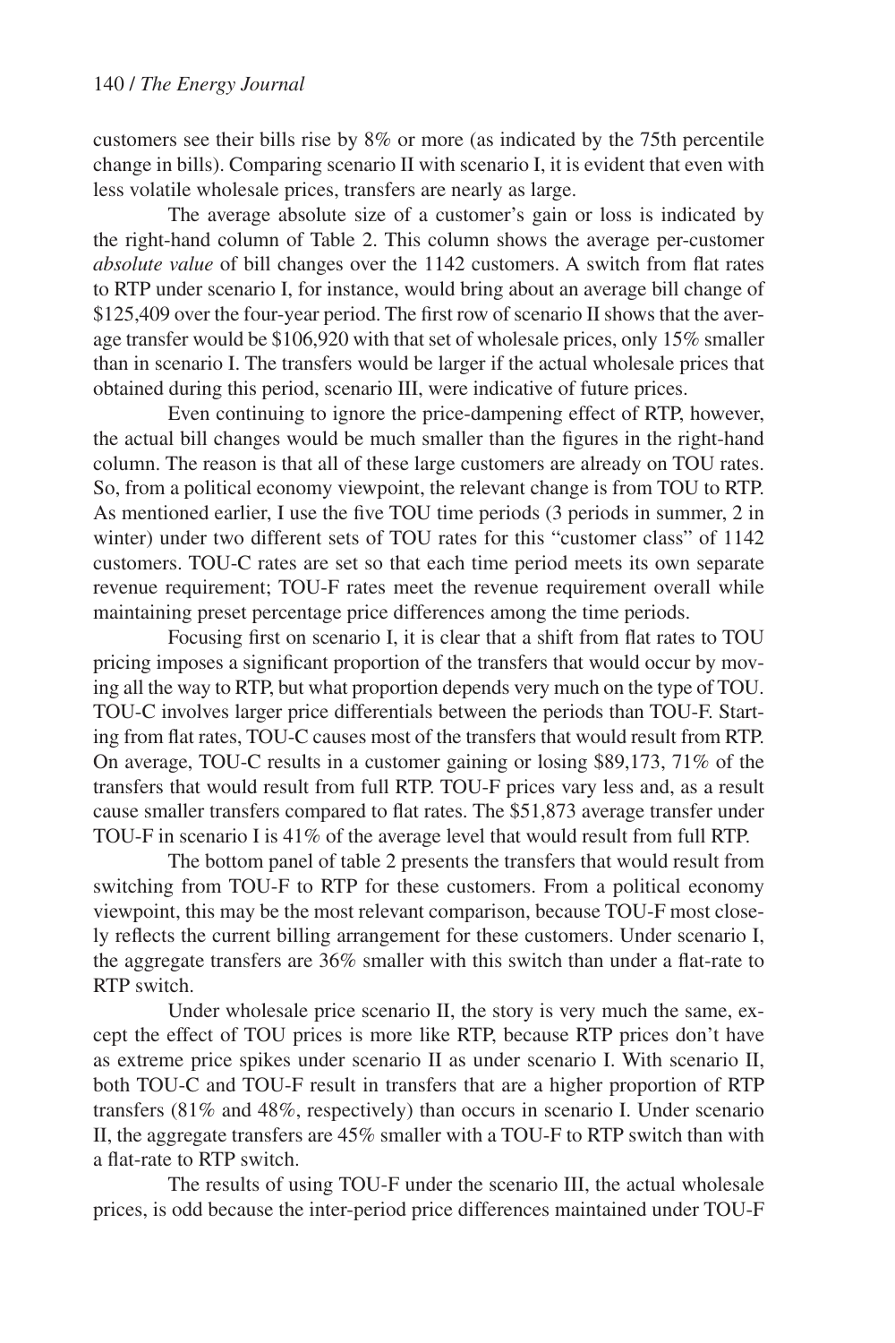customers see their bills rise by 8% or more (as indicated by the 75th percentile change in bills). Comparing scenario II with scenario I, it is evident that even with less volatile wholesale prices, transfers are nearly as large.

The average absolute size of a customer's gain or loss is indicated by the right-hand column of Table 2. This column shows the average per-customer *absolute value* of bill changes over the 1142 customers. A switch from flat rates to RTP under scenario I, for instance, would bring about an average bill change of $125,409 over the four-year period. The first row of scenario II shows that the average transfer would be $106,920 with that set of wholesale prices, only 15% smaller than in scenario I. The transfers would be larger if the actual wholesale prices that obtained during this period, scenario III, were indicative of future prices.

Even continuing to ignore the price-dampening effect of RTP, however, the actual bill changes would be much smaller than the figures in the right-hand column. The reason is that all of these large customers are already on TOU rates. So, from a political economy viewpoint, the relevant change is from TOU to RTP. As mentioned earlier, I use the five TOU time periods (3 periods in summer, 2 in winter) under two different sets of TOU rates for this "customer class" of 1142 customers. TOU-C rates are set so that each time period meets its own separate revenue requirement; TOU-F rates meet the revenue requirement overall while maintaining preset percentage price differences among the time periods.

Focusing first on scenario I, it is clear that a shift from flat rates to TOU pricing imposes a significant proportion of the transfers that would occur by moving all the way to RTP, but what proportion depends very much on the type of TOU. TOU-C involves larger price differentials between the periods than TOU-F. Starting from flat rates, TOU-C causes most of the transfers that would result from RTP. On average, TOU-C results in a customer gaining or losing $89,173, 71% of the transfers that would result from full RTP. TOU-F prices vary less and, as a result cause smaller transfers compared to flat rates. The $51,873 average transfer under TOU-F in scenario I is 41% of the average level that would result from full RTP.

The bottom panel of table 2 presents the transfers that would result from switching from TOU-F to RTP for these customers. From a political economy viewpoint, this may be the most relevant comparison, because TOU-F most closely reflects the current billing arrangement for these customers. Under scenario I, the aggregate transfers are 36% smaller with this switch than under a flat-rate to RTP switch.

Under wholesale price scenario II, the story is very much the same, except the effect of TOU prices is more like RTP, because RTP prices don't have as extreme price spikes under scenario II as under scenario I. With scenario II, both TOU-C and TOU-F result in transfers that are a higher proportion of RTP transfers (81% and 48%, respectively) than occurs in scenario I. Under scenario II, the aggregate transfers are 45% smaller with a TOU-F to RTP switch than with a flat-rate to RTP switch.

The results of using TOU-F under the scenario III, the actual wholesale prices, is odd because the inter-period price differences maintained under TOU-F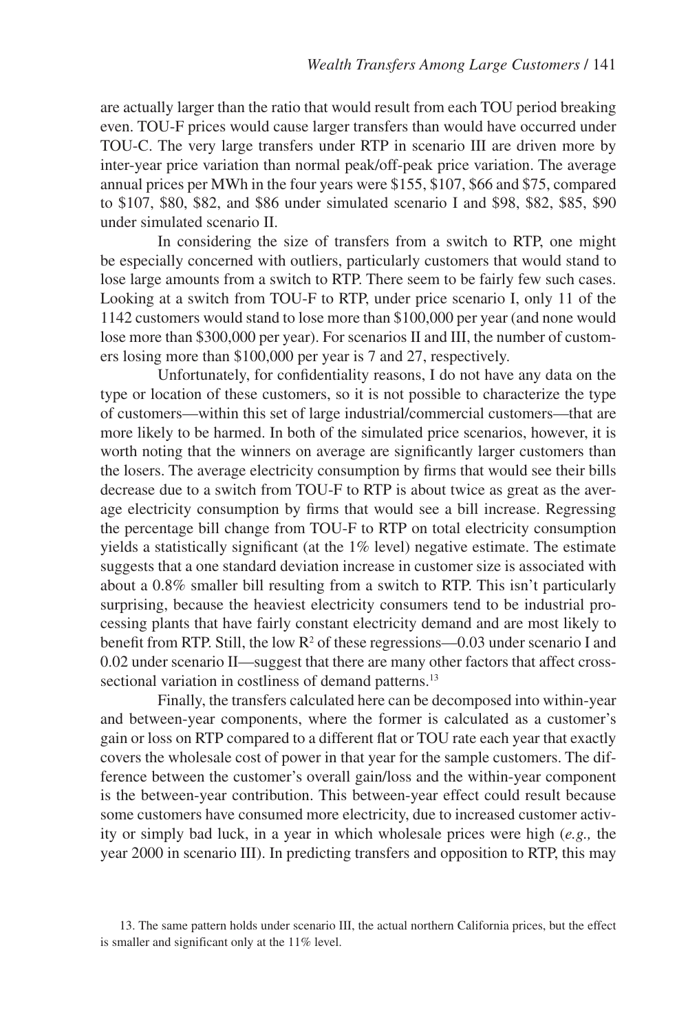are actually larger than the ratio that would result from each TOU period breaking even. TOU-F prices would cause larger transfers than would have occurred under TOU-C. The very large transfers under RTP in scenario III are driven more by inter-year price variation than normal peak/off-peak price variation. The average annual prices per MWh in the four years were \$155, \$107, \$66 and \$75, compared to \$107, \$80, \$82, and \$86 under simulated scenario I and \$98, \$82, \$85, \$90 under simulated scenario II.

In considering the size of transfers from a switch to RTP, one might be especially concerned with outliers, particularly customers that would stand to lose large amounts from a switch to RTP. There seem to be fairly few such cases. Looking at a switch from TOU-F to RTP, under price scenario I, only 11 of the 1142 customers would stand to lose more than \$100,000 per year (and none would lose more than \$300,000 per year). For scenarios II and III, the number of customers losing more than \$100,000 per year is 7 and 27, respectively.

Unfortunately, for confidentiality reasons, I do not have any data on the type or location of these customers, so it is not possible to characterize the type of customers—within this set of large industrial/commercial customers—that are more likely to be harmed. In both of the simulated price scenarios, however, it is worth noting that the winners on average are significantly larger customers than the losers. The average electricity consumption by firms that would see their bills decrease due to a switch from TOU-F to RTP is about twice as great as the average electricity consumption by firms that would see a bill increase. Regressing the percentage bill change from TOU-F to RTP on total electricity consumption yields a statistically significant (at the 1% level) negative estimate. The estimate suggests that a one standard deviation increase in customer size is associated with about a 0.8% smaller bill resulting from a switch to RTP. This isn't particularly surprising, because the heaviest electricity consumers tend to be industrial processing plants that have fairly constant electricity demand and are most likely to benefit from RTP. Still, the low $R^2$ of these regressions—0.03 under scenario I and 0.02 under scenario II—suggest that there are many other factors that affect cross-sectional variation in costliness of demand patterns.[13]

Finally, the transfers calculated here can be decomposed into within-year and between-year components, where the former is calculated as a customer's gain or loss on RTP compared to a different flat or TOU rate each year that exactly covers the wholesale cost of power in that year for the sample customers. The difference between the customer's overall gain/loss and the within-year component is the between-year contribution. This between-year effect could result because some customers have consumed more electricity, due to increased customer activity or simply bad luck, in a year in which wholesale prices were high (*e.g.,* the year 2000 in scenario III). In predicting transfers and opposition to RTP, this may

13. The same pattern holds under scenario III, the actual northern California prices, but the effect is smaller and significant only at the 11% level.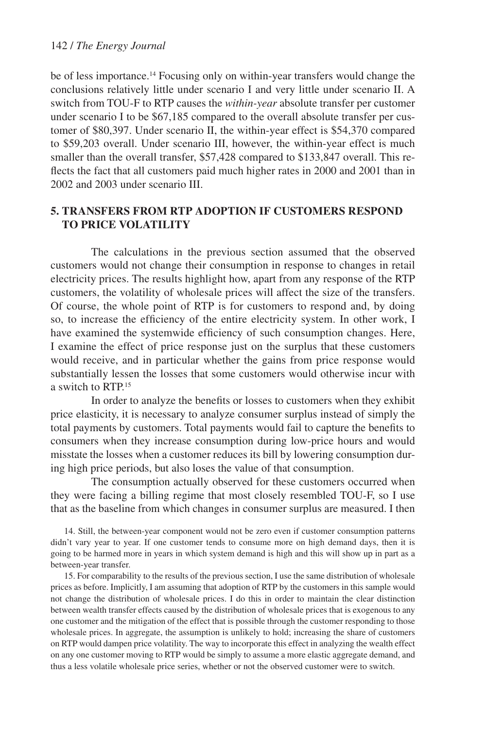be of less importance.[14] Focusing only on within-year transfers would change the conclusions relatively little under scenario I and very little under scenario II. A switch from TOU-F to RTP causes the *within-year* absolute transfer per customer under scenario I to be $67,185 compared to the overall absolute transfer per customer of $80,397. Under scenario II, the within-year effect is $54,370 compared to $59,203 overall. Under scenario III, however, the within-year effect is much smaller than the overall transfer, $57,428 compared to $133,847 overall. This reflects the fact that all customers paid much higher rates in 2000 and 2001 than in 2002 and 2003 under scenario III.

## 5. TRANSFERS FROM RTP ADOPTION IF CUSTOMERS RESPOND TO PRICE VOLATILITY

The calculations in the previous section assumed that the observed customers would not change their consumption in response to changes in retail electricity prices. The results highlight how, apart from any response of the RTP customers, the volatility of wholesale prices will affect the size of the transfers. Of course, the whole point of RTP is for customers to respond and, by doing so, to increase the efficiency of the entire electricity system. In other work, I have examined the systemwide efficiency of such consumption changes. Here, I examine the effect of price response just on the surplus that these customers would receive, and in particular whether the gains from price response would substantially lessen the losses that some customers would otherwise incur with a switch to RTP.[15]

In order to analyze the benefits or losses to customers when they exhibit price elasticity, it is necessary to analyze consumer surplus instead of simply the total payments by customers. Total payments would fail to capture the benefits to consumers when they increase consumption during low-price hours and would misstate the losses when a customer reduces its bill by lowering consumption during high price periods, but also loses the value of that consumption.

The consumption actually observed for these customers occurred when they were facing a billing regime that most closely resembled TOU-F, so I use that as the baseline from which changes in consumer surplus are measured. I then

14. Still, the between-year component would not be zero even if customer consumption patterns didn't vary year to year. If one customer tends to consume more on high demand days, then it is going to be harmed more in years in which system demand is high and this will show up in part as a between-year transfer.

15. For comparability to the results of the previous section, I use the same distribution of wholesale prices as before. Implicitly, I am assuming that adoption of RTP by the customers in this sample would not change the distribution of wholesale prices. I do this in order to maintain the clear distinction between wealth transfer effects caused by the distribution of wholesale prices that is exogenous to any one customer and the mitigation of the effect that is possible through the customer responding to those wholesale prices. In aggregate, the assumption is unlikely to hold; increasing the share of customers on RTP would dampen price volatility. The way to incorporate this effect in analyzing the wealth effect on any one customer moving to RTP would be simply to assume a more elastic aggregate demand, and thus a less volatile wholesale price series, whether or not the observed customer were to switch.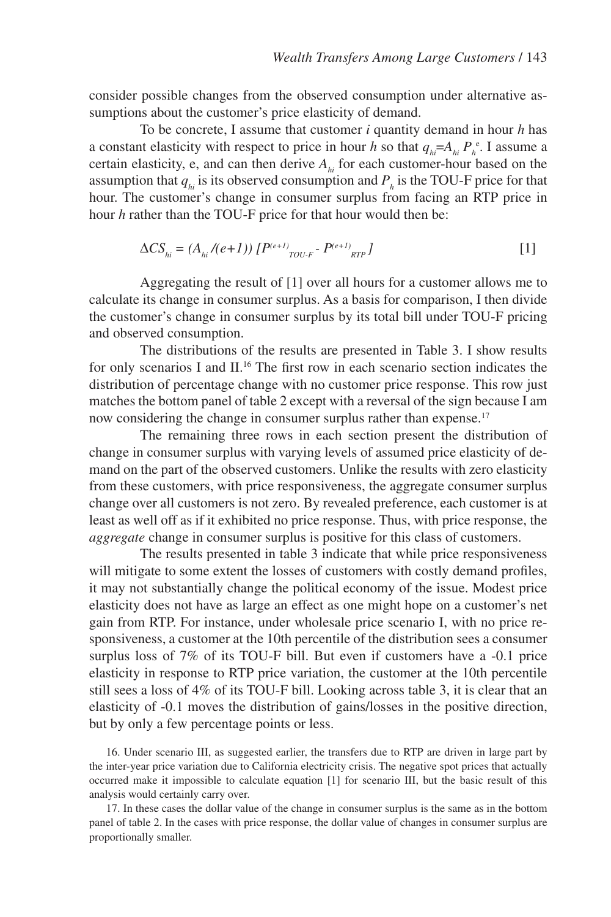consider possible changes from the observed consumption under alternative assumptions about the customer's price elasticity of demand.

To be concrete, I assume that customer *i* quantity demand in hour *h* has a constant elasticity with respect to price in hour *h* so that $q_{hi}=A_{hi}\,P_h^{\,e}$. I assume a certain elasticity, e, and can then derive $A_{hi}$ for each customer-hour based on the assumption that $q_{hi}$ is its observed consumption and $P_h$ is the TOU-F price for that hour. The customer's change in consumer surplus from facing an RTP price in hour *h* rather than the TOU-F price for that hour would then be:

$$\Delta CS_{hi} = (A_{hi}/(e+1))\,[P^{(e+1)}_{TOU\text{-}F} - P^{(e+1)}_{RTP}] \qquad [1]$$

Aggregating the result of [1] over all hours for a customer allows me to calculate its change in consumer surplus. As a basis for comparison, I then divide the customer's change in consumer surplus by its total bill under TOU-F pricing and observed consumption.

The distributions of the results are presented in Table 3. I show results for only scenarios I and II.[16] The first row in each scenario section indicates the distribution of percentage change with no customer price response. This row just matches the bottom panel of table 2 except with a reversal of the sign because I am now considering the change in consumer surplus rather than expense.[17]

The remaining three rows in each section present the distribution of change in consumer surplus with varying levels of assumed price elasticity of demand on the part of the observed customers. Unlike the results with zero elasticity from these customers, with price responsiveness, the aggregate consumer surplus change over all customers is not zero. By revealed preference, each customer is at least as well off as if it exhibited no price response. Thus, with price response, the *aggregate* change in consumer surplus is positive for this class of customers.

The results presented in table 3 indicate that while price responsiveness will mitigate to some extent the losses of customers with costly demand profiles, it may not substantially change the political economy of the issue. Modest price elasticity does not have as large an effect as one might hope on a customer's net gain from RTP. For instance, under wholesale price scenario I, with no price responsiveness, a customer at the 10th percentile of the distribution sees a consumer surplus loss of 7% of its TOU-F bill. But even if customers have a -0.1 price elasticity in response to RTP price variation, the customer at the 10th percentile still sees a loss of 4% of its TOU-F bill. Looking across table 3, it is clear that an elasticity of -0.1 moves the distribution of gains/losses in the positive direction, but by only a few percentage points or less.

16. Under scenario III, as suggested earlier, the transfers due to RTP are driven in large part by the inter-year price variation due to California electricity crisis. The negative spot prices that actually occurred make it impossible to calculate equation [1] for scenario III, but the basic result of this analysis would certainly carry over.

17. In these cases the dollar value of the change in consumer surplus is the same as in the bottom panel of table 2. In the cases with price response, the dollar value of changes in consumer surplus are proportionally smaller.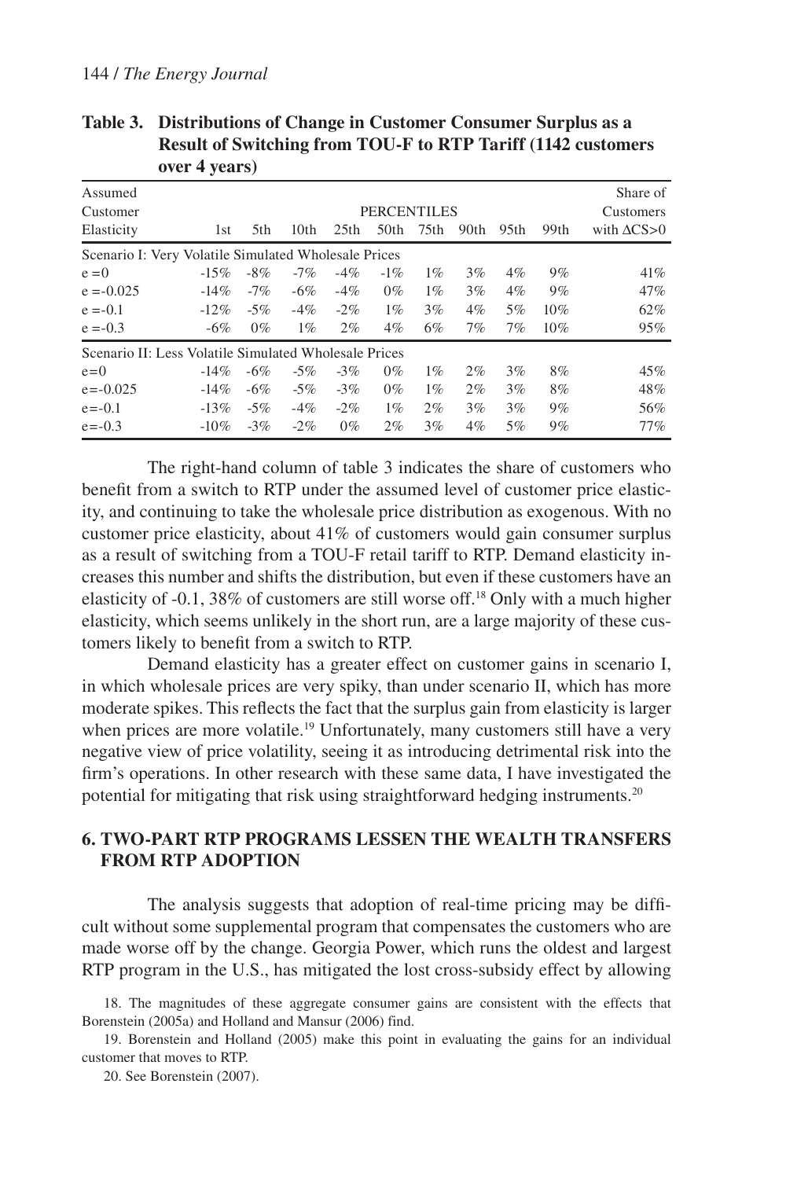**Table 3. Distributions of Change in Customer Consumer Surplus as a Result of Switching from TOU-F to RTP Tariff (1142 customers over 4 years)**

| Assumed Customer Elasticity | PERCENTILES | | | | | | | | | Share of Customers with ΔCS>0 |
|---|---|---|---|---|---|---|---|---|---|---|
| | 1st | 5th | 10th | 25th | 50th | 75th | 90th | 95th | 99th | |
| Scenario I: Very Volatile Simulated Wholesale Prices | | | | | | | | | | |
| e =0 | -15% | -8% | -7% | -4% | -1% | 1% | 3% | 4% | 9% | 41% |
| e =-0.025 | -14% | -7% | -6% | -4% | 0% | 1% | 3% | 4% | 9% | 47% |
| e =-0.1 | -12% | -5% | -4% | -2% | 1% | 3% | 4% | 5% | 10% | 62% |
| e =-0.3 | -6% | 0% | 1% | 2% | 4% | 6% | 7% | 7% | 10% | 95% |
| Scenario II: Less Volatile Simulated Wholesale Prices | | | | | | | | | | |
| e=0 | -14% | -6% | -5% | -3% | 0% | 1% | 2% | 3% | 8% | 45% |
| e=-0.025 | -14% | -6% | -5% | -3% | 0% | 1% | 2% | 3% | 8% | 48% |
| e=-0.1 | -13% | -5% | -4% | -2% | 1% | 2% | 3% | 3% | 9% | 56% |
| e=-0.3 | -10% | -3% | -2% | 0% | 2% | 3% | 4% | 5% | 9% | 77% |

The right-hand column of table 3 indicates the share of customers who benefit from a switch to RTP under the assumed level of customer price elasticity, and continuing to take the wholesale price distribution as exogenous. With no customer price elasticity, about 41% of customers would gain consumer surplus as a result of switching from a TOU-F retail tariff to RTP. Demand elasticity increases this number and shifts the distribution, but even if these customers have an elasticity of -0.1, 38% of customers are still worse off.[18] Only with a much higher elasticity, which seems unlikely in the short run, are a large majority of these customers likely to benefit from a switch to RTP.

Demand elasticity has a greater effect on customer gains in scenario I, in which wholesale prices are very spiky, than under scenario II, which has more moderate spikes. This reflects the fact that the surplus gain from elasticity is larger when prices are more volatile.[19] Unfortunately, many customers still have a very negative view of price volatility, seeing it as introducing detrimental risk into the firm's operations. In other research with these same data, I have investigated the potential for mitigating that risk using straightforward hedging instruments.[20]

## 6. TWO-PART RTP PROGRAMS LESSEN THE WEALTH TRANSFERS FROM RTP ADOPTION

The analysis suggests that adoption of real-time pricing may be difficult without some supplemental program that compensates the customers who are made worse off by the change. Georgia Power, which runs the oldest and largest RTP program in the U.S., has mitigated the lost cross-subsidy effect by allowing

18. The magnitudes of these aggregate consumer gains are consistent with the effects that Borenstein (2005a) and Holland and Mansur (2006) find.

19. Borenstein and Holland (2005) make this point in evaluating the gains for an individual customer that moves to RTP.

20. See Borenstein (2007).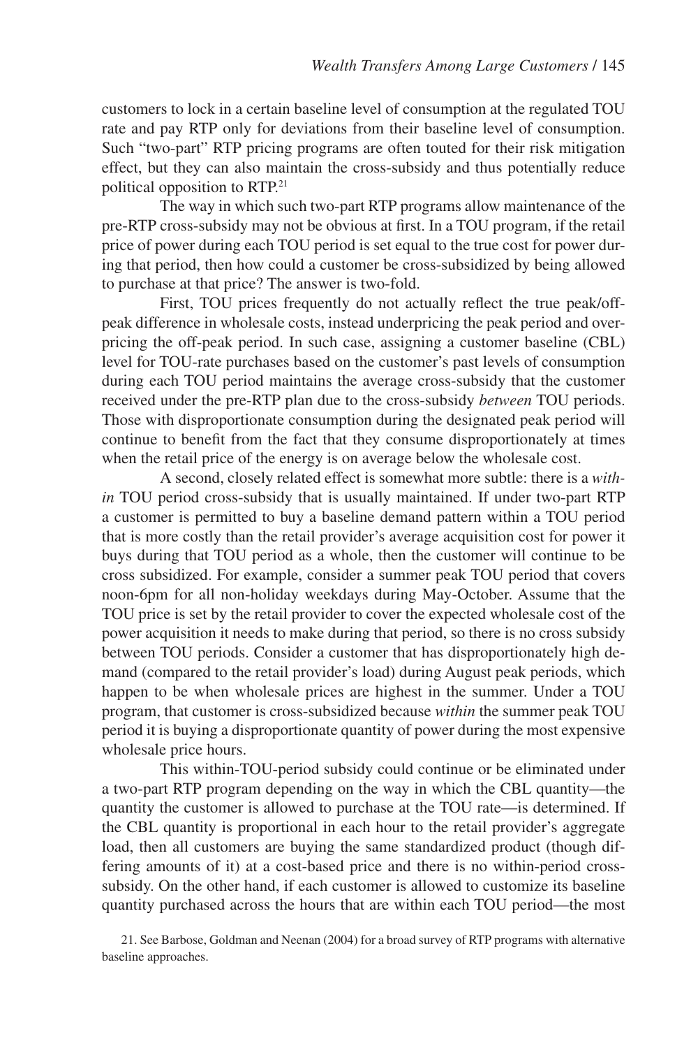customers to lock in a certain baseline level of consumption at the regulated TOU rate and pay RTP only for deviations from their baseline level of consumption. Such "two-part" RTP pricing programs are often touted for their risk mitigation effect, but they can also maintain the cross-subsidy and thus potentially reduce political opposition to RTP.[21]

The way in which such two-part RTP programs allow maintenance of the pre-RTP cross-subsidy may not be obvious at first. In a TOU program, if the retail price of power during each TOU period is set equal to the true cost for power during that period, then how could a customer be cross-subsidized by being allowed to purchase at that price? The answer is two-fold.

First, TOU prices frequently do not actually reflect the true peak/off-peak difference in wholesale costs, instead underpricing the peak period and overpricing the off-peak period. In such case, assigning a customer baseline (CBL) level for TOU-rate purchases based on the customer's past levels of consumption during each TOU period maintains the average cross-subsidy that the customer received under the pre-RTP plan due to the cross-subsidy *between* TOU periods. Those with disproportionate consumption during the designated peak period will continue to benefit from the fact that they consume disproportionately at times when the retail price of the energy is on average below the wholesale cost.

A second, closely related effect is somewhat more subtle: there is a *within* TOU period cross-subsidy that is usually maintained. If under two-part RTP a customer is permitted to buy a baseline demand pattern within a TOU period that is more costly than the retail provider's average acquisition cost for power it buys during that TOU period as a whole, then the customer will continue to be cross subsidized. For example, consider a summer peak TOU period that covers noon-6pm for all non-holiday weekdays during May-October. Assume that the TOU price is set by the retail provider to cover the expected wholesale cost of the power acquisition it needs to make during that period, so there is no cross subsidy between TOU periods. Consider a customer that has disproportionately high demand (compared to the retail provider's load) during August peak periods, which happen to be when wholesale prices are highest in the summer. Under a TOU program, that customer is cross-subsidized because *within* the summer peak TOU period it is buying a disproportionate quantity of power during the most expensive wholesale price hours.

This within-TOU-period subsidy could continue or be eliminated under a two-part RTP program depending on the way in which the CBL quantity—the quantity the customer is allowed to purchase at the TOU rate—is determined. If the CBL quantity is proportional in each hour to the retail provider's aggregate load, then all customers are buying the same standardized product (though differing amounts of it) at a cost-based price and there is no within-period cross-subsidy. On the other hand, if each customer is allowed to customize its baseline quantity purchased across the hours that are within each TOU period—the most

21. See Barbose, Goldman and Neenan (2004) for a broad survey of RTP programs with alternative baseline approaches.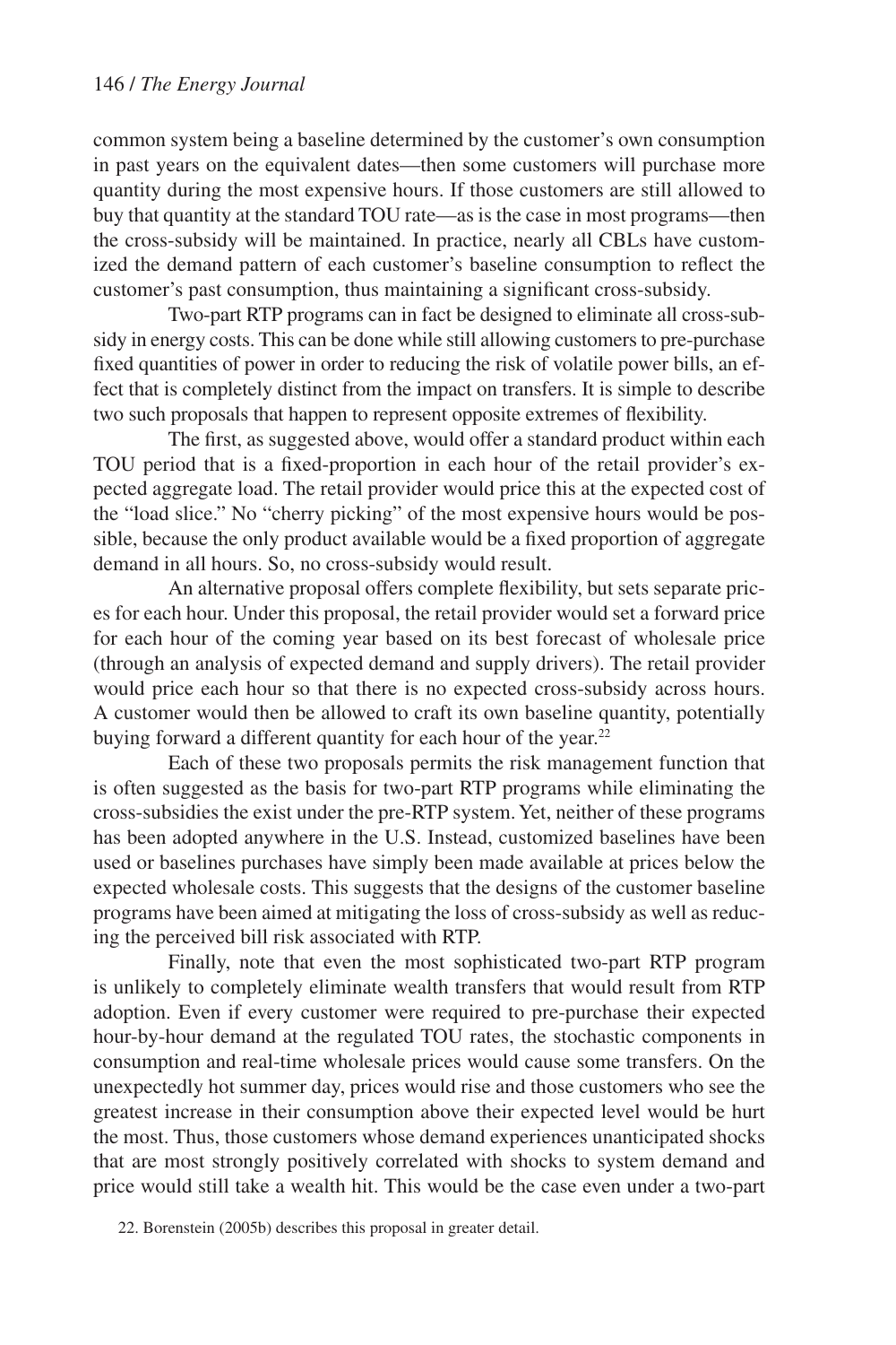common system being a baseline determined by the customer's own consumption in past years on the equivalent dates—then some customers will purchase more quantity during the most expensive hours. If those customers are still allowed to buy that quantity at the standard TOU rate—as is the case in most programs—then the cross-subsidy will be maintained. In practice, nearly all CBLs have customized the demand pattern of each customer's baseline consumption to reflect the customer's past consumption, thus maintaining a significant cross-subsidy.

Two-part RTP programs can in fact be designed to eliminate all cross-subsidy in energy costs. This can be done while still allowing customers to pre-purchase fixed quantities of power in order to reducing the risk of volatile power bills, an effect that is completely distinct from the impact on transfers. It is simple to describe two such proposals that happen to represent opposite extremes of flexibility.

The first, as suggested above, would offer a standard product within each TOU period that is a fixed-proportion in each hour of the retail provider's expected aggregate load. The retail provider would price this at the expected cost of the "load slice." No "cherry picking" of the most expensive hours would be possible, because the only product available would be a fixed proportion of aggregate demand in all hours. So, no cross-subsidy would result.

An alternative proposal offers complete flexibility, but sets separate prices for each hour. Under this proposal, the retail provider would set a forward price for each hour of the coming year based on its best forecast of wholesale price (through an analysis of expected demand and supply drivers). The retail provider would price each hour so that there is no expected cross-subsidy across hours. A customer would then be allowed to craft its own baseline quantity, potentially buying forward a different quantity for each hour of the year.[22]

Each of these two proposals permits the risk management function that is often suggested as the basis for two-part RTP programs while eliminating the cross-subsidies the exist under the pre-RTP system. Yet, neither of these programs has been adopted anywhere in the U.S. Instead, customized baselines have been used or baselines purchases have simply been made available at prices below the expected wholesale costs. This suggests that the designs of the customer baseline programs have been aimed at mitigating the loss of cross-subsidy as well as reducing the perceived bill risk associated with RTP.

Finally, note that even the most sophisticated two-part RTP program is unlikely to completely eliminate wealth transfers that would result from RTP adoption. Even if every customer were required to pre-purchase their expected hour-by-hour demand at the regulated TOU rates, the stochastic components in consumption and real-time wholesale prices would cause some transfers. On the unexpectedly hot summer day, prices would rise and those customers who see the greatest increase in their consumption above their expected level would be hurt the most. Thus, those customers whose demand experiences unanticipated shocks that are most strongly positively correlated with shocks to system demand and price would still take a wealth hit. This would be the case even under a two-part

22. Borenstein (2005b) describes this proposal in greater detail.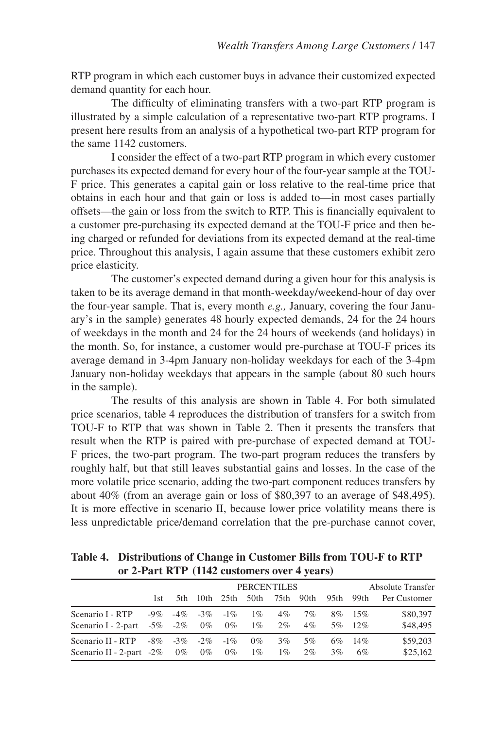RTP program in which each customer buys in advance their customized expected demand quantity for each hour.

The difficulty of eliminating transfers with a two-part RTP program is illustrated by a simple calculation of a representative two-part RTP programs. I present here results from an analysis of a hypothetical two-part RTP program for the same 1142 customers.

I consider the effect of a two-part RTP program in which every customer purchases its expected demand for every hour of the four-year sample at the TOU-F price. This generates a capital gain or loss relative to the real-time price that obtains in each hour and that gain or loss is added to—in most cases partially offsets—the gain or loss from the switch to RTP. This is financially equivalent to a customer pre-purchasing its expected demand at the TOU-F price and then being charged or refunded for deviations from its expected demand at the real-time price. Throughout this analysis, I again assume that these customers exhibit zero price elasticity.

The customer's expected demand during a given hour for this analysis is taken to be its average demand in that month-weekday/weekend-hour of day over the four-year sample. That is, every month *e.g.,* January, covering the four January's in the sample) generates 48 hourly expected demands, 24 for the 24 hours of weekdays in the month and 24 for the 24 hours of weekends (and holidays) in the month. So, for instance, a customer would pre-purchase at TOU-F prices its average demand in 3-4pm January non-holiday weekdays for each of the 3-4pm January non-holiday weekdays that appears in the sample (about 80 such hours in the sample).

The results of this analysis are shown in Table 4. For both simulated price scenarios, table 4 reproduces the distribution of transfers for a switch from TOU-F to RTP that was shown in Table 2. Then it presents the transfers that result when the RTP is paired with pre-purchase of expected demand at TOU-F prices, the two-part program. The two-part program reduces the transfers by roughly half, but that still leaves substantial gains and losses. In the case of the more volatile price scenario, adding the two-part component reduces transfers by about 40% (from an average gain or loss of \$80,397 to an average of \$48,495). It is more effective in scenario II, because lower price volatility means there is less unpredictable price/demand correlation that the pre-purchase cannot cover,

**Table 4. Distributions of Change in Customer Bills from TOU-F to RTP or 2-Part RTP (1142 customers over 4 years)**

| | PERCENTILES | | | | | | | | | Absolute Transfer |
|---|---|---|---|---|---|---|---|---|---|---|
| | 1st | 5th | 10th | 25th | 50th | 75th | 90th | 95th | 99th | Per Customer |
| Scenario I - RTP | -9% | -4% | -3% | -1% | 1% | 4% | 7% | 8% | 15% | \$80,397 |
| Scenario I - 2-part | -5% | -2% | 0% | 0% | 1% | 2% | 4% | 5% | 12% | \$48,495 |
| Scenario II - RTP | -8% | -3% | -2% | -1% | 0% | 3% | 5% | 6% | 14% | \$59,203 |
| Scenario II - 2-part | -2% | 0% | 0% | 0% | 1% | 1% | 2% | 3% | 6% | \$25,162 |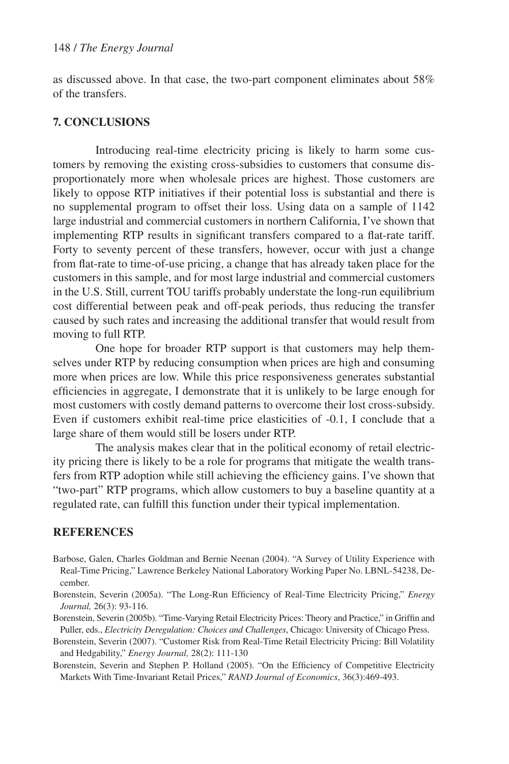as discussed above. In that case, the two-part component eliminates about 58% of the transfers.

## 7. CONCLUSIONS

Introducing real-time electricity pricing is likely to harm some customers by removing the existing cross-subsidies to customers that consume disproportionately more when wholesale prices are highest. Those customers are likely to oppose RTP initiatives if their potential loss is substantial and there is no supplemental program to offset their loss. Using data on a sample of 1142 large industrial and commercial customers in northern California, I've shown that implementing RTP results in significant transfers compared to a flat-rate tariff. Forty to seventy percent of these transfers, however, occur with just a change from flat-rate to time-of-use pricing, a change that has already taken place for the customers in this sample, and for most large industrial and commercial customers in the U.S. Still, current TOU tariffs probably understate the long-run equilibrium cost differential between peak and off-peak periods, thus reducing the transfer caused by such rates and increasing the additional transfer that would result from moving to full RTP.

One hope for broader RTP support is that customers may help themselves under RTP by reducing consumption when prices are high and consuming more when prices are low. While this price responsiveness generates substantial efficiencies in aggregate, I demonstrate that it is unlikely to be large enough for most customers with costly demand patterns to overcome their lost cross-subsidy. Even if customers exhibit real-time price elasticities of -0.1, I conclude that a large share of them would still be losers under RTP.

The analysis makes clear that in the political economy of retail electricity pricing there is likely to be a role for programs that mitigate the wealth transfers from RTP adoption while still achieving the efficiency gains. I've shown that "two-part" RTP programs, which allow customers to buy a baseline quantity at a regulated rate, can fulfill this function under their typical implementation.

## REFERENCES

Barbose, Galen, Charles Goldman and Bernie Neenan (2004). "A Survey of Utility Experience with Real-Time Pricing," Lawrence Berkeley National Laboratory Working Paper No. LBNL-54238, December.

Borenstein, Severin (2005a). "The Long-Run Efficiency of Real-Time Electricity Pricing," *Energy Journal,* 26(3): 93-116.

Borenstein, Severin (2005b). "Time-Varying Retail Electricity Prices: Theory and Practice," in Griffin and Puller, eds., *Electricity Deregulation: Choices and Challenges*, Chicago: University of Chicago Press.

Borenstein, Severin (2007). "Customer Risk from Real-Time Retail Electricity Pricing: Bill Volatility and Hedgability," *Energy Journal,* 28(2): 111-130

Borenstein, Severin and Stephen P. Holland (2005). "On the Efficiency of Competitive Electricity Markets With Time-Invariant Retail Prices," *RAND Journal of Economics*, 36(3):469-493.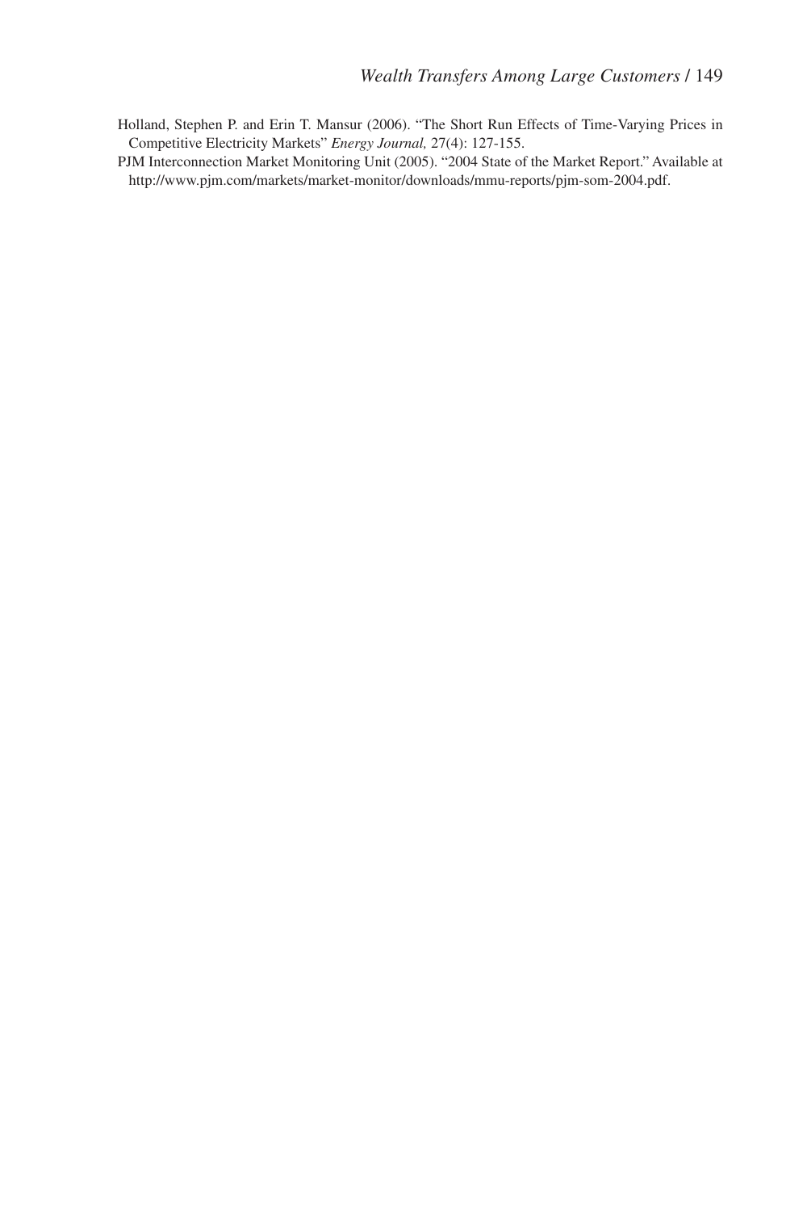Holland, Stephen P. and Erin T. Mansur (2006). "The Short Run Effects of Time-Varying Prices in Competitive Electricity Markets" *Energy Journal,* 27(4): 127-155.

PJM Interconnection Market Monitoring Unit (2005). "2004 State of the Market Report." Available at http://www.pjm.com/markets/market-monitor/downloads/mmu-reports/pjm-som-2004.pdf.